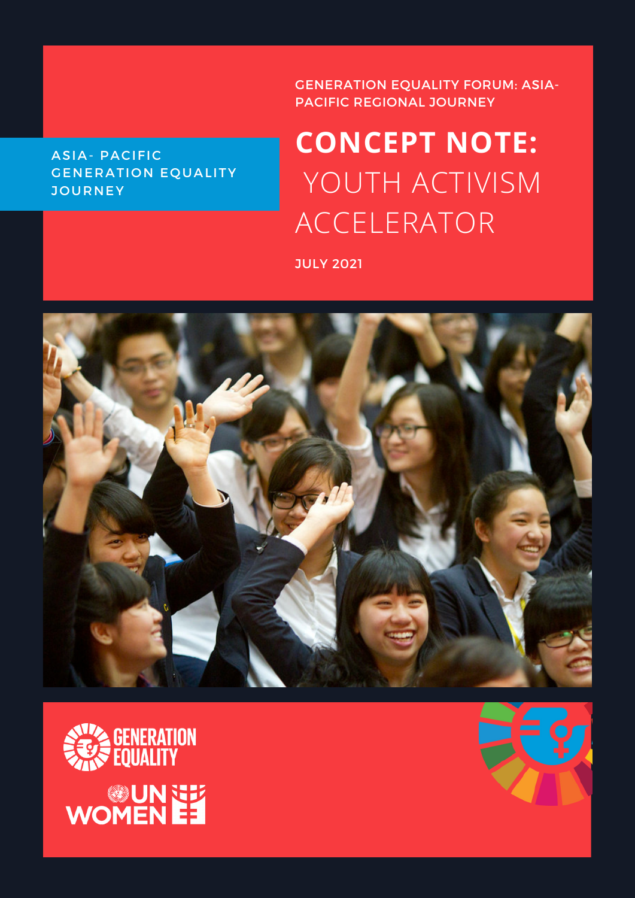GENERATION EQUALITY FORUM: ASIA-PACIFIC REGIONAL JOURNEY

ASIA- PACIFIC GENERATION EQUALITY JOURNEY

# CONCEPT NOTE: YOUTH ACTIVISM ACCELERATOR

JULY 2021

GENERATION EQUALITY

UN WOMEN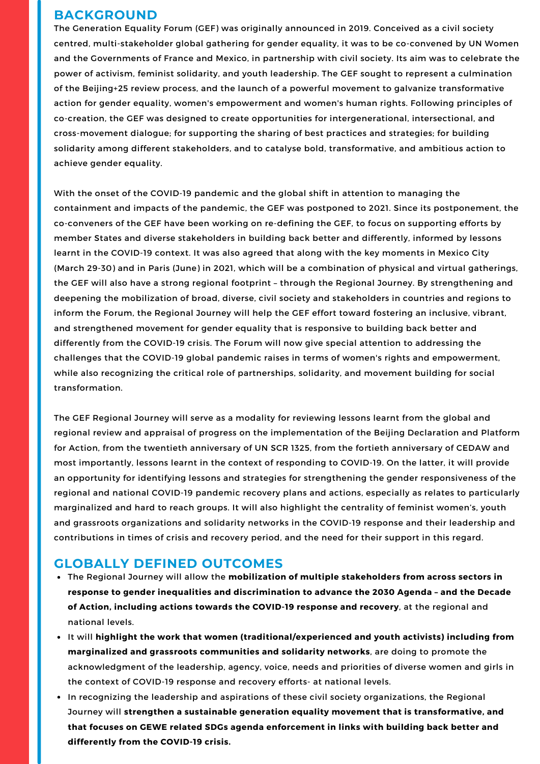## BACKGROUND

The Generation Equality Forum (GEF) was originally announced in 2019. Conceived as a civil society centred, multi-stakeholder global gathering for gender equality, it was to be co-convened by UN Women and the Governments of France and Mexico, in partnership with civil society. Its aim was to celebrate the power of activism, feminist solidarity, and youth leadership. The GEF sought to represent a culmination of the Beijing+25 review process, and the launch of a powerful movement to galvanize transformative action for gender equality, women's empowerment and women's human rights. Following principles of co-creation, the GEF was designed to create opportunities for intergenerational, intersectional, and cross-movement dialogue; for supporting the sharing of best practices and strategies; for building solidarity among different stakeholders, and to catalyse bold, transformative, and ambitious action to achieve gender equality.

With the onset of the COVID-19 pandemic and the global shift in attention to managing the containment and impacts of the pandemic, the GEF was postponed to 2021. Since its postponement, the co-conveners of the GEF have been working on re-defining the GEF, to focus on supporting efforts by member States and diverse stakeholders in building back better and differently, informed by lessons learnt in the COVID-19 context. It was also agreed that along with the key moments in Mexico City (March 29-30) and in Paris (June) in 2021, which will be a combination of physical and virtual gatherings, the GEF will also have a strong regional footprint – through the Regional Journey. By strengthening and deepening the mobilization of broad, diverse, civil society and stakeholders in countries and regions to inform the Forum, the Regional Journey will help the GEF effort toward fostering an inclusive, vibrant, and strengthened movement for gender equality that is responsive to building back better and differently from the COVID-19 crisis. The Forum will now give special attention to addressing the challenges that the COVID-19 global pandemic raises in terms of women's rights and empowerment, while also recognizing the critical role of partnerships, solidarity, and movement building for social transformation.

The GEF Regional Journey will serve as a modality for reviewing lessons learnt from the global and regional review and appraisal of progress on the implementation of the Beijing Declaration and Platform for Action, from the twentieth anniversary of UN SCR 1325, from the fortieth anniversary of CEDAW and most importantly, lessons learnt in the context of responding to COVID-19. On the latter, it will provide an opportunity for identifying lessons and strategies for strengthening the gender responsiveness of the regional and national COVID-19 pandemic recovery plans and actions, especially as relates to particularly marginalized and hard to reach groups. It will also highlight the centrality of feminist women's, youth and grassroots organizations and solidarity networks in the COVID-19 response and their leadership and contributions in times of crisis and recovery period, and the need for their support in this regard.

## GLOBALLY DEFINED OUTCOMES

- The Regional Journey will allow the **mobilization of multiple stakeholders from across sectors in response to gender inequalities and discrimination to advance the 2030 Agenda – and the Decade of Action, including actions towards the COVID-19 response and recovery**, at the regional and national levels.
- It will **highlight the work that women (traditional/experienced and youth activists) including from marginalized and grassroots communities and solidarity networks**, are doing to promote the acknowledgment of the leadership, agency, voice, needs and priorities of diverse women and girls in the context of COVID-19 response and recovery efforts- at national levels.
- In recognizing the leadership and aspirations of these civil society organizations, the Regional Journey will **strengthen a sustainable generation equality movement that is transformative, and that focuses on GEWE related SDGs agenda enforcement in links with building back better and differently from the COVID-19 crisis.**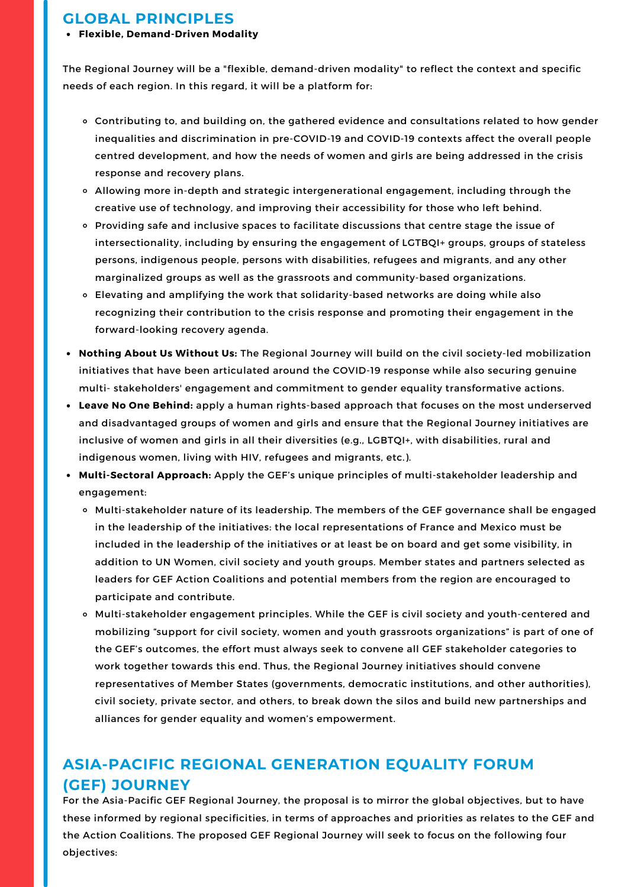## GLOBAL PRINCIPLES

- **Flexible, Demand-Driven Modality**

The Regional Journey will be a "flexible, demand-driven modality" to reflect the context and specific needs of each region. In this regard, it will be a platform for:

  - Contributing to, and building on, the gathered evidence and consultations related to how gender inequalities and discrimination in pre-COVID-19 and COVID-19 contexts affect the overall people centred development, and how the needs of women and girls are being addressed in the crisis response and recovery plans.
  - Allowing more in-depth and strategic intergenerational engagement, including through the creative use of technology, and improving their accessibility for those who left behind.
  - Providing safe and inclusive spaces to facilitate discussions that centre stage the issue of intersectionality, including by ensuring the engagement of LGTBQI+ groups, groups of stateless persons, indigenous people, persons with disabilities, refugees and migrants, and any other marginalized groups as well as the grassroots and community-based organizations.
  - Elevating and amplifying the work that solidarity-based networks are doing while also recognizing their contribution to the crisis response and promoting their engagement in the forward-looking recovery agenda.

- **Nothing About Us Without Us:** The Regional Journey will build on the civil society-led mobilization initiatives that have been articulated around the COVID-19 response while also securing genuine multi- stakeholders' engagement and commitment to gender equality transformative actions.
- **Leave No One Behind:** apply a human rights-based approach that focuses on the most underserved and disadvantaged groups of women and girls and ensure that the Regional Journey initiatives are inclusive of women and girls in all their diversities (e.g., LGBTQI+, with disabilities, rural and indigenous women, living with HIV, refugees and migrants, etc.).
- **Multi-Sectoral Approach:** Apply the GEF's unique principles of multi-stakeholder leadership and engagement:
  - Multi-stakeholder nature of its leadership. The members of the GEF governance shall be engaged in the leadership of the initiatives: the local representations of France and Mexico must be included in the leadership of the initiatives or at least be on board and get some visibility, in addition to UN Women, civil society and youth groups. Member states and partners selected as leaders for GEF Action Coalitions and potential members from the region are encouraged to participate and contribute.
  - Multi-stakeholder engagement principles. While the GEF is civil society and youth-centered and mobilizing "support for civil society, women and youth grassroots organizations" is part of one of the GEF's outcomes, the effort must always seek to convene all GEF stakeholder categories to work together towards this end. Thus, the Regional Journey initiatives should convene representatives of Member States (governments, democratic institutions, and other authorities), civil society, private sector, and others, to break down the silos and build new partnerships and alliances for gender equality and women's empowerment.

## ASIA-PACIFIC REGIONAL GENERATION EQUALITY FORUM (GEF) JOURNEY

For the Asia-Pacific GEF Regional Journey, the proposal is to mirror the global objectives, but to have these informed by regional specificities, in terms of approaches and priorities as relates to the GEF and the Action Coalitions. The proposed GEF Regional Journey will seek to focus on the following four objectives: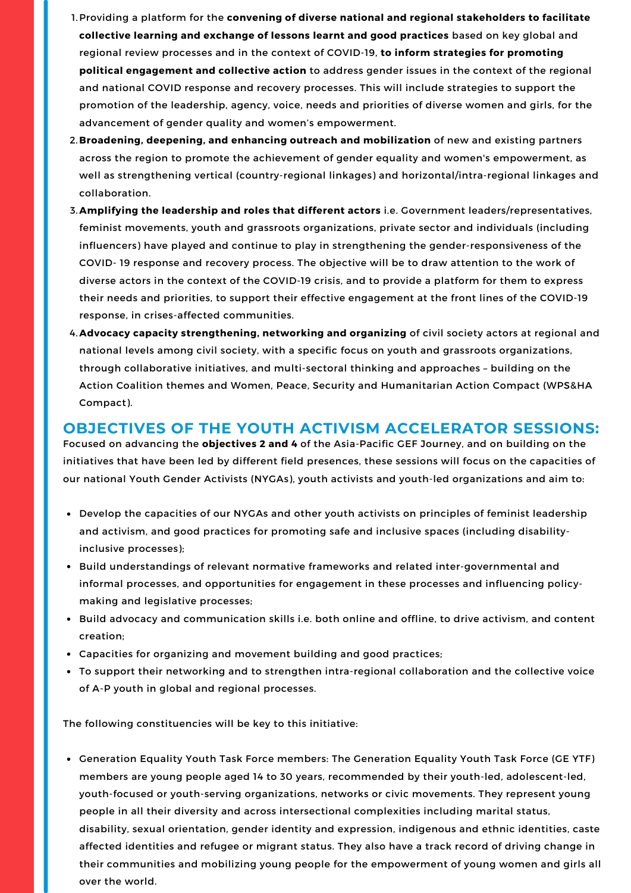1. Providing a platform for the **convening of diverse national and regional stakeholders to facilitate collective learning and exchange of lessons learnt and good practices** based on key global and regional review processes and in the context of COVID-19, **to inform strategies for promoting political engagement and collective action** to address gender issues in the context of the regional and national COVID response and recovery processes. This will include strategies to support the promotion of the leadership, agency, voice, needs and priorities of diverse women and girls, for the advancement of gender quality and women's empowerment.
2. **Broadening, deepening, and enhancing outreach and mobilization** of new and existing partners across the region to promote the achievement of gender equality and women's empowerment, as well as strengthening vertical (country-regional linkages) and horizontal/intra-regional linkages and collaboration.
3. **Amplifying the leadership and roles that different actors** i.e. Government leaders/representatives, feminist movements, youth and grassroots organizations, private sector and individuals (including influencers) have played and continue to play in strengthening the gender-responsiveness of the COVID- 19 response and recovery process. The objective will be to draw attention to the work of diverse actors in the context of the COVID-19 crisis, and to provide a platform for them to express their needs and priorities, to support their effective engagement at the front lines of the COVID-19 response, in crises-affected communities.
4. **Advocacy capacity strengthening, networking and organizing** of civil society actors at regional and national levels among civil society, with a specific focus on youth and grassroots organizations, through collaborative initiatives, and multi-sectoral thinking and approaches – building on the Action Coalition themes and Women, Peace, Security and Humanitarian Action Compact (WPS&HA Compact).

## OBJECTIVES OF THE YOUTH ACTIVISM ACCELERATOR SESSIONS:

Focused on advancing the **objectives 2 and 4** of the Asia-Pacific GEF Journey, and on building on the initiatives that have been led by different field presences, these sessions will focus on the capacities of our national Youth Gender Activists (NYGAs), youth activists and youth-led organizations and aim to:

- Develop the capacities of our NYGAs and other youth activists on principles of feminist leadership and activism, and good practices for promoting safe and inclusive spaces (including disability-inclusive processes);
- Build understandings of relevant normative frameworks and related inter-governmental and informal processes, and opportunities for engagement in these processes and influencing policy-making and legislative processes;
- Build advocacy and communication skills i.e. both online and offline, to drive activism, and content creation;
- Capacities for organizing and movement building and good practices;
- To support their networking and to strengthen intra-regional collaboration and the collective voice of A-P youth in global and regional processes.

The following constituencies will be key to this initiative:

- Generation Equality Youth Task Force members: The Generation Equality Youth Task Force (GE YTF) members are young people aged 14 to 30 years, recommended by their youth-led, adolescent-led, youth-focused or youth-serving organizations, networks or civic movements. They represent young people in all their diversity and across intersectional complexities including marital status, disability, sexual orientation, gender identity and expression, indigenous and ethnic identities, caste affected identities and refugee or migrant status. They also have a track record of driving change in their communities and mobilizing young people for the empowerment of young women and girls all over the world.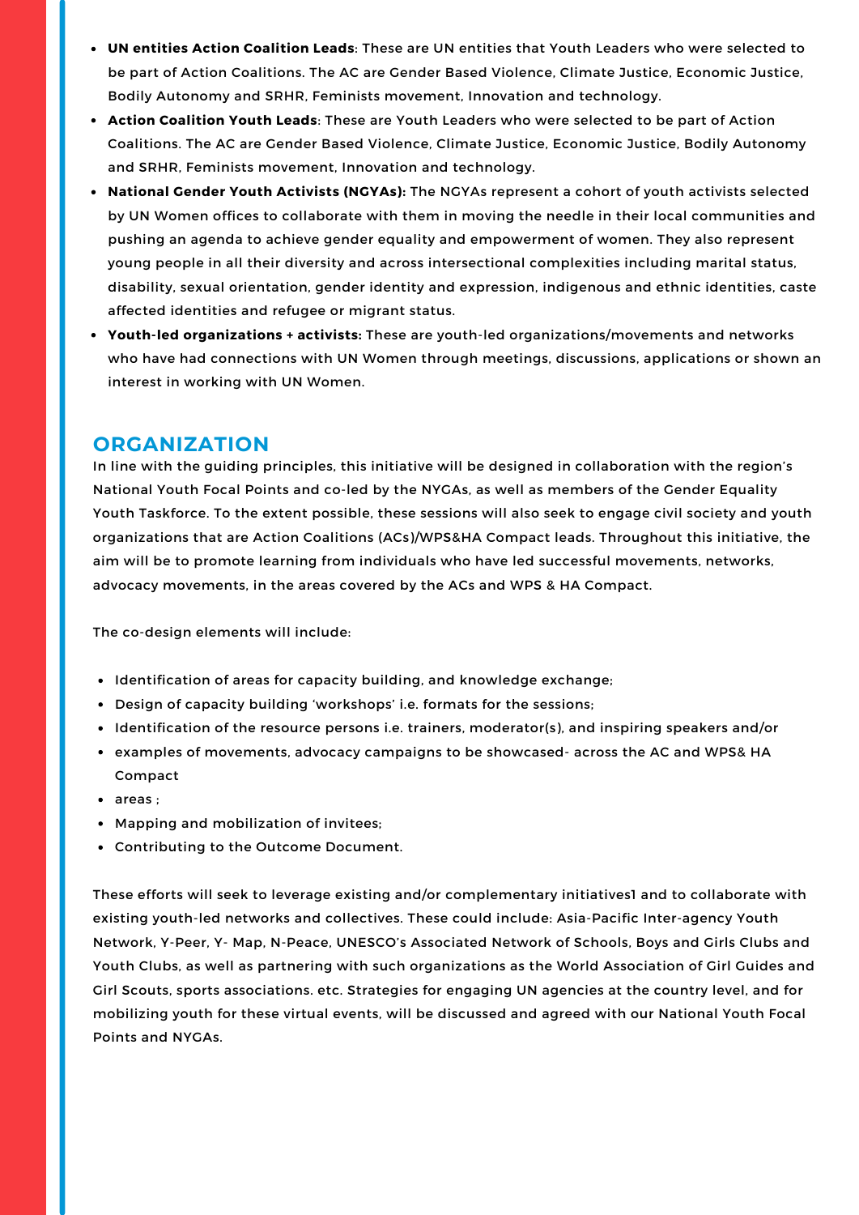- **UN entities Action Coalition Leads**: These are UN entities that Youth Leaders who were selected to be part of Action Coalitions. The AC are Gender Based Violence, Climate Justice, Economic Justice, Bodily Autonomy and SRHR, Feminists movement, Innovation and technology.
- **Action Coalition Youth Leads**: These are Youth Leaders who were selected to be part of Action Coalitions. The AC are Gender Based Violence, Climate Justice, Economic Justice, Bodily Autonomy and SRHR, Feminists movement, Innovation and technology.
- **National Gender Youth Activists (NGYAs):** The NGYAs represent a cohort of youth activists selected by UN Women offices to collaborate with them in moving the needle in their local communities and pushing an agenda to achieve gender equality and empowerment of women. They also represent young people in all their diversity and across intersectional complexities including marital status, disability, sexual orientation, gender identity and expression, indigenous and ethnic identities, caste affected identities and refugee or migrant status.
- **Youth-led organizations + activists:** These are youth-led organizations/movements and networks who have had connections with UN Women through meetings, discussions, applications or shown an interest in working with UN Women.

## ORGANIZATION

In line with the guiding principles, this initiative will be designed in collaboration with the region's National Youth Focal Points and co-led by the NYGAs, as well as members of the Gender Equality Youth Taskforce. To the extent possible, these sessions will also seek to engage civil society and youth organizations that are Action Coalitions (ACs)/WPS&HA Compact leads. Throughout this initiative, the aim will be to promote learning from individuals who have led successful movements, networks, advocacy movements, in the areas covered by the ACs and WPS & HA Compact.

The co-design elements will include:

- Identification of areas for capacity building, and knowledge exchange;
- Design of capacity building 'workshops' i.e. formats for the sessions;
- Identification of the resource persons i.e. trainers, moderator(s), and inspiring speakers and/or
- examples of movements, advocacy campaigns to be showcased- across the AC and WPS& HA Compact
- areas ;
- Mapping and mobilization of invitees;
- Contributing to the Outcome Document.

These efforts will seek to leverage existing and/or complementary initiatives1 and to collaborate with existing youth-led networks and collectives. These could include: Asia-Pacific Inter-agency Youth Network, Y-Peer, Y- Map, N-Peace, UNESCO's Associated Network of Schools, Boys and Girls Clubs and Youth Clubs, as well as partnering with such organizations as the World Association of Girl Guides and Girl Scouts, sports associations. etc. Strategies for engaging UN agencies at the country level, and for mobilizing youth for these virtual events, will be discussed and agreed with our National Youth Focal Points and NYGAs.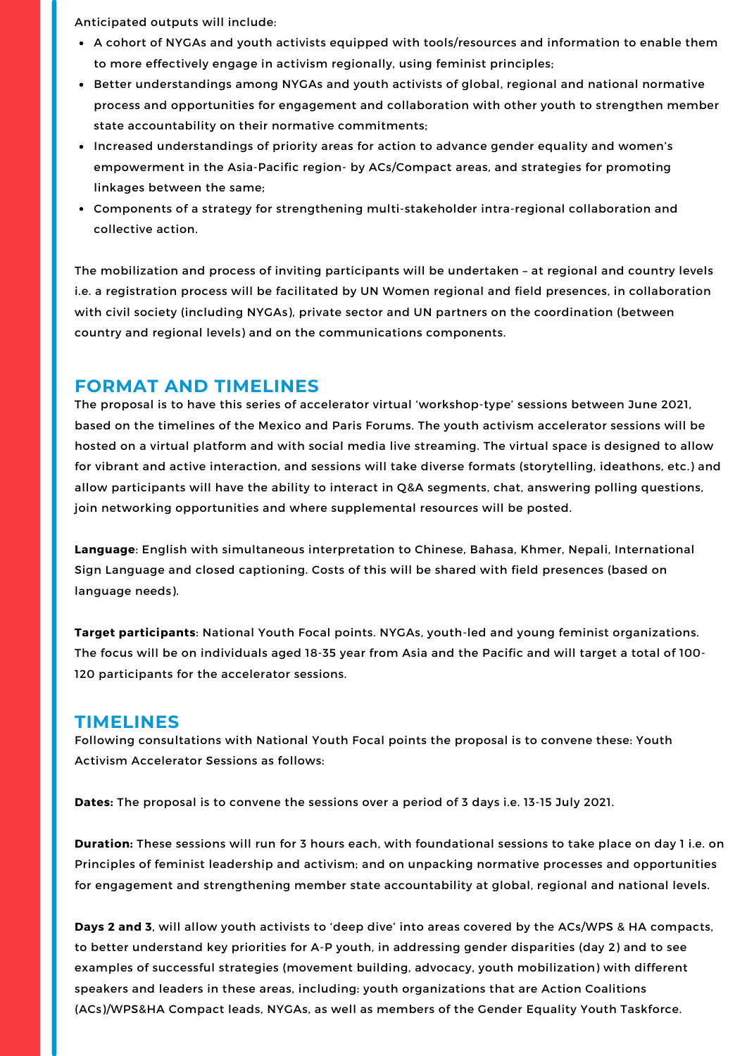Anticipated outputs will include:

- A cohort of NYGAs and youth activists equipped with tools/resources and information to enable them to more effectively engage in activism regionally, using feminist principles;
- Better understandings among NYGAs and youth activists of global, regional and national normative process and opportunities for engagement and collaboration with other youth to strengthen member state accountability on their normative commitments;
- Increased understandings of priority areas for action to advance gender equality and women's empowerment in the Asia-Pacific region- by ACs/Compact areas, and strategies for promoting linkages between the same;
- Components of a strategy for strengthening multi-stakeholder intra-regional collaboration and collective action.

The mobilization and process of inviting participants will be undertaken – at regional and country levels i.e. a registration process will be facilitated by UN Women regional and field presences, in collaboration with civil society (including NYGAs), private sector and UN partners on the coordination (between country and regional levels) and on the communications components.

## FORMAT AND TIMELINES

The proposal is to have this series of accelerator virtual 'workshop-type' sessions between June 2021, based on the timelines of the Mexico and Paris Forums. The youth activism accelerator sessions will be hosted on a virtual platform and with social media live streaming. The virtual space is designed to allow for vibrant and active interaction, and sessions will take diverse formats (storytelling, ideathons, etc.) and allow participants will have the ability to interact in Q&A segments, chat, answering polling questions, join networking opportunities and where supplemental resources will be posted.

**Language**: English with simultaneous interpretation to Chinese, Bahasa, Khmer, Nepali, International Sign Language and closed captioning. Costs of this will be shared with field presences (based on language needs).

**Target participants**: National Youth Focal points. NYGAs, youth-led and young feminist organizations. The focus will be on individuals aged 18-35 year from Asia and the Pacific and will target a total of 100-120 participants for the accelerator sessions.

## TIMELINES

Following consultations with National Youth Focal points the proposal is to convene these: Youth Activism Accelerator Sessions as follows:

**Dates:** The proposal is to convene the sessions over a period of 3 days i.e. 13-15 July 2021.

**Duration:** These sessions will run for 3 hours each, with foundational sessions to take place on day 1 i.e. on Principles of feminist leadership and activism; and on unpacking normative processes and opportunities for engagement and strengthening member state accountability at global, regional and national levels.

**Days 2 and 3**, will allow youth activists to 'deep dive' into areas covered by the ACs/WPS & HA compacts, to better understand key priorities for A-P youth, in addressing gender disparities (day 2) and to see examples of successful strategies (movement building, advocacy, youth mobilization) with different speakers and leaders in these areas, including: youth organizations that are Action Coalitions (ACs)/WPS&HA Compact leads, NYGAs, as well as members of the Gender Equality Youth Taskforce.